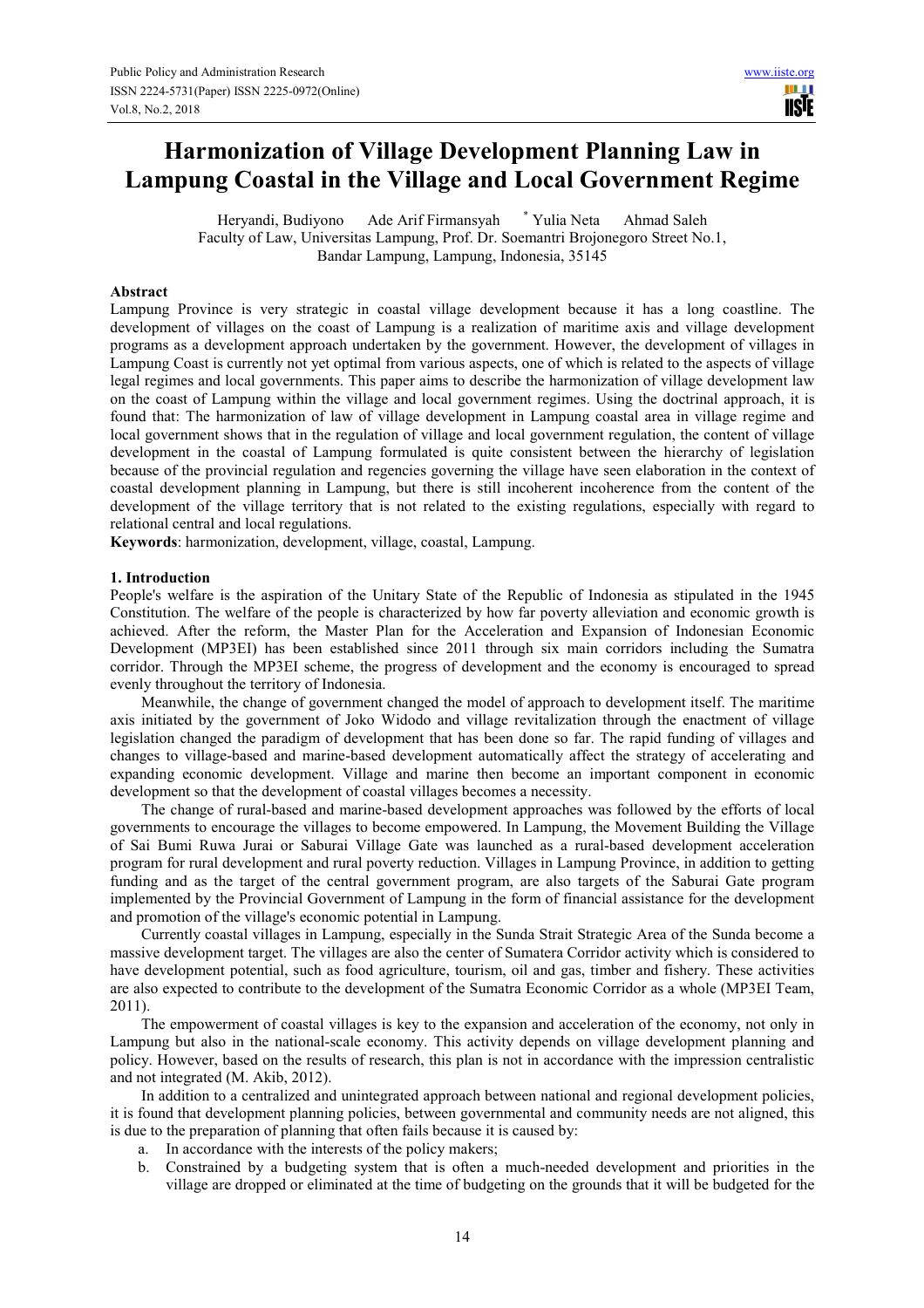# Harmonization of Village Development Planning Law in Lampung Coastal in the Village and Local Government Regime

Heryandi, Budiyono Ade Arif Firmansyah * Yulia Neta Ahmad Saleh

Faculty of Law, Universitas Lampung, Prof. Dr. Soemantri Brojonegoro Street No.1, Bandar Lampung, Lampung, Indonesia, 35145

## Abstract

Lampung Province is very strategic in coastal village development because it has a long coastline. The development of villages on the coast of Lampung is a realization of maritime axis and village development programs as a development approach undertaken by the government. However, the development of villages in Lampung Coast is currently not yet optimal from various aspects, one of which is related to the aspects of village legal regimes and local governments. This paper aims to describe the harmonization of village development law on the coast of Lampung within the village and local government regimes. Using the doctrinal approach, it is found that: The harmonization of law of village development in Lampung coastal area in village regime and local government shows that in the regulation of village and local government regulation, the content of village development in the coastal of Lampung formulated is quite consistent between the hierarchy of legislation because of the provincial regulation and regencies governing the village have seen elaboration in the context of coastal development planning in Lampung, but there is still incoherent incoherence from the content of the development of the village territory that is not related to the existing regulations, especially with regard to relational central and local regulations.

**Keywords**: harmonization, development, village, coastal, Lampung.

## 1. Introduction

People's welfare is the aspiration of the Unitary State of the Republic of Indonesia as stipulated in the 1945 Constitution. The welfare of the people is characterized by how far poverty alleviation and economic growth is achieved. After the reform, the Master Plan for the Acceleration and Expansion of Indonesian Economic Development (MP3EI) has been established since 2011 through six main corridors including the Sumatra corridor. Through the MP3EI scheme, the progress of development and the economy is encouraged to spread evenly throughout the territory of Indonesia.

Meanwhile, the change of government changed the model of approach to development itself. The maritime axis initiated by the government of Joko Widodo and village revitalization through the enactment of village legislation changed the paradigm of development that has been done so far. The rapid funding of villages and changes to village-based and marine-based development automatically affect the strategy of accelerating and expanding economic development. Village and marine then become an important component in economic development so that the development of coastal villages becomes a necessity.

The change of rural-based and marine-based development approaches was followed by the efforts of local governments to encourage the villages to become empowered. In Lampung, the Movement Building the Village of Sai Bumi Ruwa Jurai or Saburai Village Gate was launched as a rural-based development acceleration program for rural development and rural poverty reduction. Villages in Lampung Province, in addition to getting funding and as the target of the central government program, are also targets of the Saburai Gate program implemented by the Provincial Government of Lampung in the form of financial assistance for the development and promotion of the village's economic potential in Lampung.

Currently coastal villages in Lampung, especially in the Sunda Strait Strategic Area of the Sunda become a massive development target. The villages are also the center of Sumatera Corridor activity which is considered to have development potential, such as food agriculture, tourism, oil and gas, timber and fishery. These activities are also expected to contribute to the development of the Sumatra Economic Corridor as a whole (MP3EI Team, 2011).

The empowerment of coastal villages is key to the expansion and acceleration of the economy, not only in Lampung but also in the national-scale economy. This activity depends on village development planning and policy. However, based on the results of research, this plan is not in accordance with the impression centralistic and not integrated (M. Akib, 2012).

In addition to a centralized and unintegrated approach between national and regional development policies, it is found that development planning policies, between governmental and community needs are not aligned, this is due to the preparation of planning that often fails because it is caused by:

a. In accordance with the interests of the policy makers;
b. Constrained by a budgeting system that is often a much-needed development and priorities in the village are dropped or eliminated at the time of budgeting on the grounds that it will be budgeted for the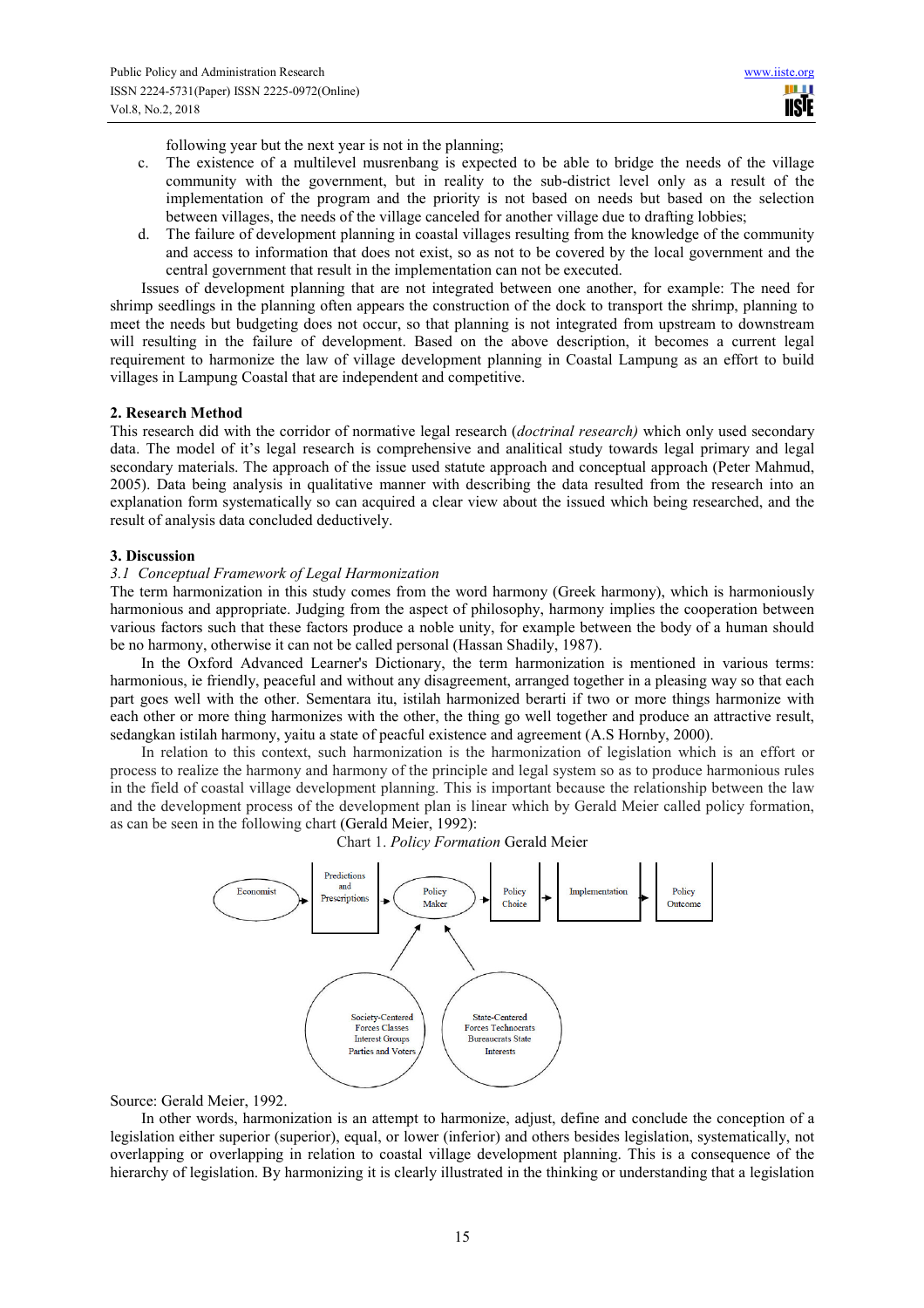following year but the next year is not in the planning;

c. The existence of a multilevel musrenbang is expected to be able to bridge the needs of the village community with the government, but in reality to the sub-district level only as a result of the implementation of the program and the priority is not based on needs but based on the selection between villages, the needs of the village canceled for another village due to drafting lobbies;
d. The failure of development planning in coastal villages resulting from the knowledge of the community and access to information that does not exist, so as not to be covered by the local government and the central government that result in the implementation can not be executed.

Issues of development planning that are not integrated between one another, for example: The need for shrimp seedlings in the planning often appears the construction of the dock to transport the shrimp, planning to meet the needs but budgeting does not occur, so that planning is not integrated from upstream to downstream will resulting in the failure of development. Based on the above description, it becomes a current legal requirement to harmonize the law of village development planning in Coastal Lampung as an effort to build villages in Lampung Coastal that are independent and competitive.

## 2. Research Method

This research did with the corridor of normative legal research (*doctrinal research)* which only used secondary data. The model of it's legal research is comprehensive and analitical study towards legal primary and legal secondary materials. The approach of the issue used statute approach and conceptual approach (Peter Mahmud, 2005). Data being analysis in qualitative manner with describing the data resulted from the research into an explanation form systematically so can acquired a clear view about the issued which being researched, and the result of analysis data concluded deductively.

## 3. Discussion

### *3.1 Conceptual Framework of Legal Harmonization*

The term harmonization in this study comes from the word harmony (Greek harmony), which is harmoniously harmonious and appropriate. Judging from the aspect of philosophy, harmony implies the cooperation between various factors such that these factors produce a noble unity, for example between the body of a human should be no harmony, otherwise it can not be called personal (Hassan Shadily, 1987).

In the Oxford Advanced Learner's Dictionary, the term harmonization is mentioned in various terms: harmonious, ie friendly, peaceful and without any disagreement, arranged together in a pleasing way so that each part goes well with the other. Sementara itu, istilah harmonized berarti if two or more things harmonize with each other or more thing harmonizes with the other, the thing go well together and produce an attractive result, sedangkan istilah harmony, yaitu a state of peacful existence and agreement (A.S Hornby, 2000).

In relation to this context, such harmonization is the harmonization of legislation which is an effort or process to realize the harmony and harmony of the principle and legal system so as to produce harmonious rules in the field of coastal village development planning. This is important because the relationship between the law and the development process of the development plan is linear which by Gerald Meier called policy formation, as can be seen in the following chart (Gerald Meier, 1992):

Chart 1. *Policy Formation* Gerald Meier

Economist → Predictions and Prescriptions → Policy Maker → Policy Choice → Implementation → Policy Outcome

Society-Centered Forces Classes Interest Groups Parties and Voters → Policy Maker

State-Centered Forces Technocrats Bureaucrats State Interests → Policy Maker

Source: Gerald Meier, 1992.

In other words, harmonization is an attempt to harmonize, adjust, define and conclude the conception of a legislation either superior (superior), equal, or lower (inferior) and others besides legislation, systematically, not overlapping or overlapping in relation to coastal village development planning. This is a consequence of the hierarchy of legislation. By harmonizing it is clearly illustrated in the thinking or understanding that a legislation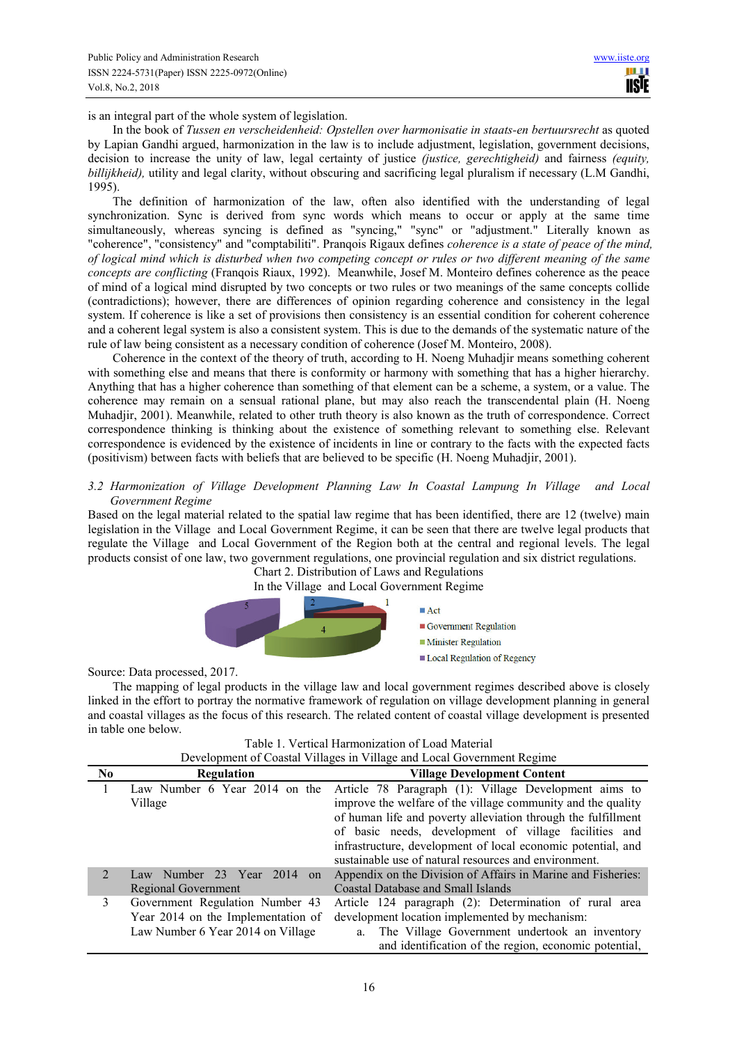is an integral part of the whole system of legislation.

In the book of *Tussen en verscheidenheid: Opstellen over harmonisatie in staats-en bertuursrecht* as quoted by Lapian Gandhi argued, harmonization in the law is to include adjustment, legislation, government decisions, decision to increase the unity of law, legal certainty of justice *(justice, gerechtigheid)* and fairness *(equity, billijkheid),* utility and legal clarity, without obscuring and sacrificing legal pluralism if necessary (L.M Gandhi, 1995).

The definition of harmonization of the law, often also identified with the understanding of legal synchronization. Sync is derived from sync words which means to occur or apply at the same time simultaneously, whereas syncing is defined as "syncing," "sync" or "adjustment." Literally known as "coherence", "consistency" and "comptabiliti". Pranqois Rigaux defines *coherence is a state of peace of the mind, of logical mind which is disturbed when two competing concept or rules or two different meaning of the same concepts are conflicting* (Franqois Riaux, 1992). Meanwhile, Josef M. Monteiro defines coherence as the peace of mind of a logical mind disrupted by two concepts or two rules or two meanings of the same concepts collide (contradictions); however, there are differences of opinion regarding coherence and consistency in the legal system. If coherence is like a set of provisions then consistency is an essential condition for coherent coherence and a coherent legal system is also a consistent system. This is due to the demands of the systematic nature of the rule of law being consistent as a necessary condition of coherence (Josef M. Monteiro, 2008).

Coherence in the context of the theory of truth, according to H. Noeng Muhadjir means something coherent with something else and means that there is conformity or harmony with something that has a higher hierarchy. Anything that has a higher coherence than something of that element can be a scheme, a system, or a value. The coherence may remain on a sensual rational plane, but may also reach the transcendental plain (H. Noeng Muhadjir, 2001). Meanwhile, related to other truth theory is also known as the truth of correspondence. Correct correspondence thinking is thinking about the existence of something relevant to something else. Relevant correspondence is evidenced by the existence of incidents in line or contrary to the facts with the expected facts (positivism) between facts with beliefs that are believed to be specific (H. Noeng Muhadjir, 2001).

### *3.2 Harmonization of Village Development Planning Law In Coastal Lampung In Village and Local Government Regime*

Based on the legal material related to the spatial law regime that has been identified, there are 12 (twelve) main legislation in the Village and Local Government Regime, it can be seen that there are twelve legal products that regulate the Village and Local Government of the Region both at the central and regional levels. The legal products consist of one law, two government regulations, one provincial regulation and six district regulations.

Chart 2. Distribution of Laws and Regulations
In the Village and Local Government Regime

| Category | Value |
|---|---|
| Act | 2 |
| Government Regulation | 1 |
| Minister Regulation | 4 |
| Local Regulation of Regency | 5 |

Source: Data processed, 2017.

The mapping of legal products in the village law and local government regimes described above is closely linked in the effort to portray the normative framework of regulation on village development planning in general and coastal villages as the focus of this research. The related content of coastal village development is presented in table one below.

Table 1. Vertical Harmonization of Load Material
Development of Coastal Villages in Village and Local Government Regime

| No | Regulation | Village Development Content |
|---|---|---|
| 1 | Law Number 6 Year 2014 on the Village | Article 78 Paragraph (1): Village Development aims to improve the welfare of the village community and the quality of human life and poverty alleviation through the fulfillment of basic needs, development of village facilities and infrastructure, development of local economic potential, and sustainable use of natural resources and environment. |
| 2 | Law Number 23 Year 2014 on Regional Government | Appendix on the Division of Affairs in Marine and Fisheries: Coastal Database and Small Islands |
| 3 | Government Regulation Number 43 Year 2014 on the Implementation of Law Number 6 Year 2014 on Village | Article 124 paragraph (2): Determination of rural area development location implemented by mechanism:<br>a. The Village Government undertook an inventory and identification of the region, economic potential, |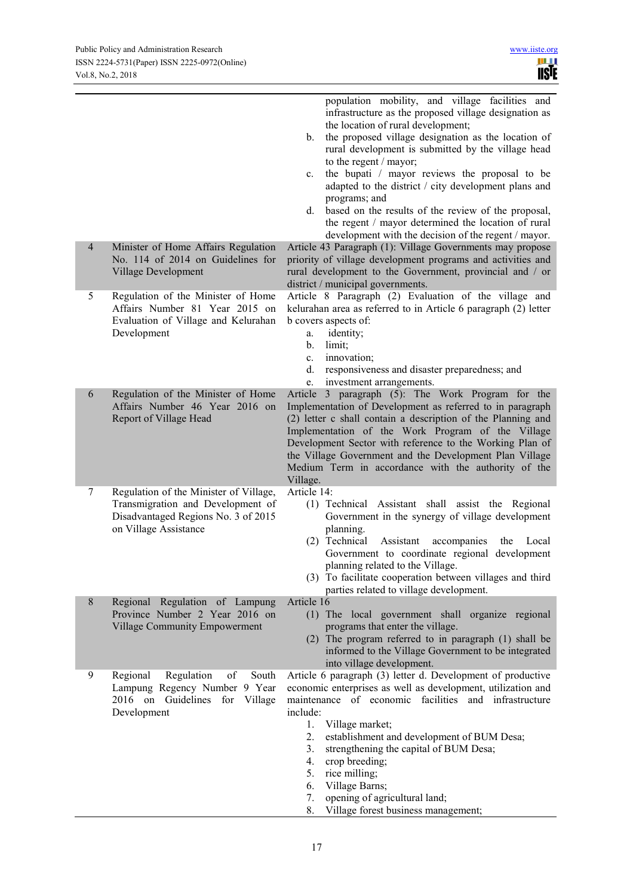| | | |
|---|---|---|
| | | population mobility, and village facilities and infrastructure as the proposed village designation as the location of rural development;<br>b. the proposed village designation as the location of rural development is submitted by the village head to the regent / mayor;<br>c. the bupati / mayor reviews the proposal to be adapted to the district / city development plans and programs; and<br>d. based on the results of the review of the proposal, the regent / mayor determined the location of rural development with the decision of the regent / mayor. |
| 4 | Minister of Home Affairs Regulation No. 114 of 2014 on Guidelines for Village Development | Article 43 Paragraph (1): Village Governments may propose priority of village development programs and activities and rural development to the Government, provincial and / or district / municipal governments. |
| 5 | Regulation of the Minister of Home Affairs Number 81 Year 2015 on Evaluation of Village and Kelurahan Development | Article 8 Paragraph (2) Evaluation of the village and kelurahan area as referred to in Article 6 paragraph (2) letter b covers aspects of:<br>a. identity;<br>b. limit;<br>c. innovation;<br>d. responsiveness and disaster preparedness; and<br>e. investment arrangements. |
| 6 | Regulation of the Minister of Home Affairs Number 46 Year 2016 on Report of Village Head | Article 3 paragraph (5): The Work Program for the Implementation of Development as referred to in paragraph (2) letter c shall contain a description of the Planning and Implementation of the Work Program of the Village Development Sector with reference to the Working Plan of the Village Government and the Development Plan Village Medium Term in accordance with the authority of the Village. |
| 7 | Regulation of the Minister of Village, Transmigration and Development of Disadvantaged Regions No. 3 of 2015 on Village Assistance | Article 14:<br>(1) Technical Assistant shall assist the Regional Government in the synergy of village development planning.<br>(2) Technical Assistant accompanies the Local Government to coordinate regional development planning related to the Village.<br>(3) To facilitate cooperation between villages and third parties related to village development. |
| 8 | Regional Regulation of Lampung Province Number 2 Year 2016 on Village Community Empowerment | Article 16<br>(1) The local government shall organize regional programs that enter the village.<br>(2) The program referred to in paragraph (1) shall be informed to the Village Government to be integrated into village development. |
| 9 | Regional Regulation of South Lampung Regency Number 9 Year 2016 on Guidelines for Village Development | Article 6 paragraph (3) letter d. Development of productive economic enterprises as well as development, utilization and maintenance of economic facilities and infrastructure include:<br>1. Village market;<br>2. establishment and development of BUM Desa;<br>3. strengthening the capital of BUM Desa;<br>4. crop breeding;<br>5. rice milling;<br>6. Village Barns;<br>7. opening of agricultural land;<br>8. Village forest business management; |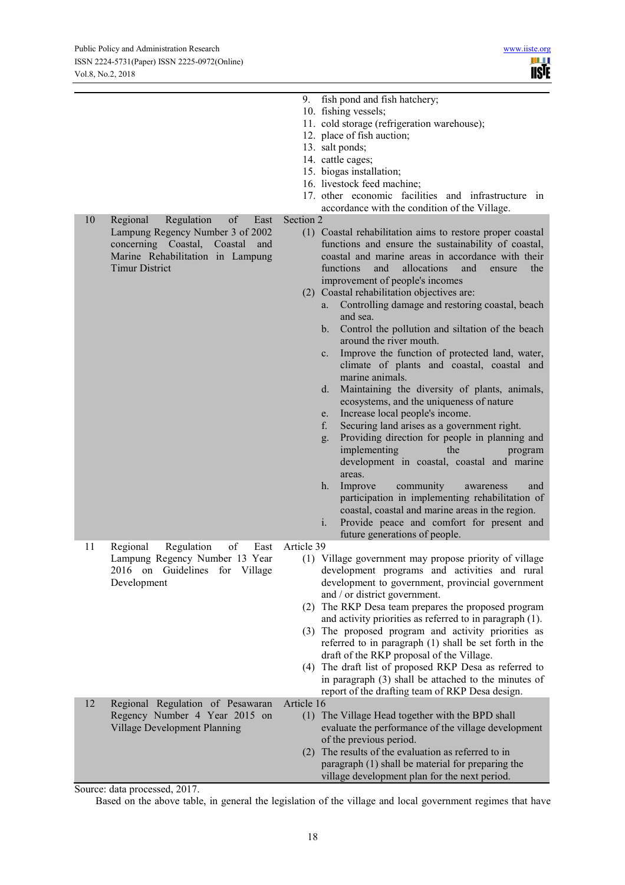| | | |
|---|---|---|
| | | 9. fish pond and fish hatchery;<br>10. fishing vessels;<br>11. cold storage (refrigeration warehouse);<br>12. place of fish auction;<br>13. salt ponds;<br>14. cattle cages;<br>15. biogas installation;<br>16. livestock feed machine;<br>17. other economic facilities and infrastructure in accordance with the condition of the Village. |
| 10 | Regional Regulation of East Lampung Regency Number 3 of 2002 concerning Coastal, Coastal and Marine Rehabilitation in Lampung Timur District | Section 2<br>(1) Coastal rehabilitation aims to restore proper coastal functions and ensure the sustainability of coastal, coastal and marine areas in accordance with their functions and allocations and ensure the improvement of people's incomes<br>(2) Coastal rehabilitation objectives are:<br>a. Controlling damage and restoring coastal, beach and sea.<br>b. Control the pollution and siltation of the beach around the river mouth.<br>c. Improve the function of protected land, water, climate of plants and coastal, coastal and marine animals.<br>d. Maintaining the diversity of plants, animals, ecosystems, and the uniqueness of nature<br>e. Increase local people's income.<br>f. Securing land arises as a government right.<br>g. Providing direction for people in planning and implementing the program development in coastal, coastal and marine areas.<br>h. Improve community awareness and participation in implementing rehabilitation of coastal, coastal and marine areas in the region.<br>i. Provide peace and comfort for present and future generations of people. |
| 11 | Regional Regulation of East Lampung Regency Number 13 Year 2016 on Guidelines for Village Development | Article 39<br>(1) Village government may propose priority of village development programs and activities and rural development to government, provincial government and / or district government.<br>(2) The RKP Desa team prepares the proposed program and activity priorities as referred to in paragraph (1).<br>(3) The proposed program and activity priorities as referred to in paragraph (1) shall be set forth in the draft of the RKP proposal of the Village.<br>(4) The draft list of proposed RKP Desa as referred to in paragraph (3) shall be attached to the minutes of report of the drafting team of RKP Desa design. |
| 12 | Regional Regulation of Pesawaran Regency Number 4 Year 2015 on Village Development Planning | Article 16<br>(1) The Village Head together with the BPD shall evaluate the performance of the village development of the previous period.<br>(2) The results of the evaluation as referred to in paragraph (1) shall be material for preparing the village development plan for the next period. |

Source: data processed, 2017.

Based on the above table, in general the legislation of the village and local government regimes that have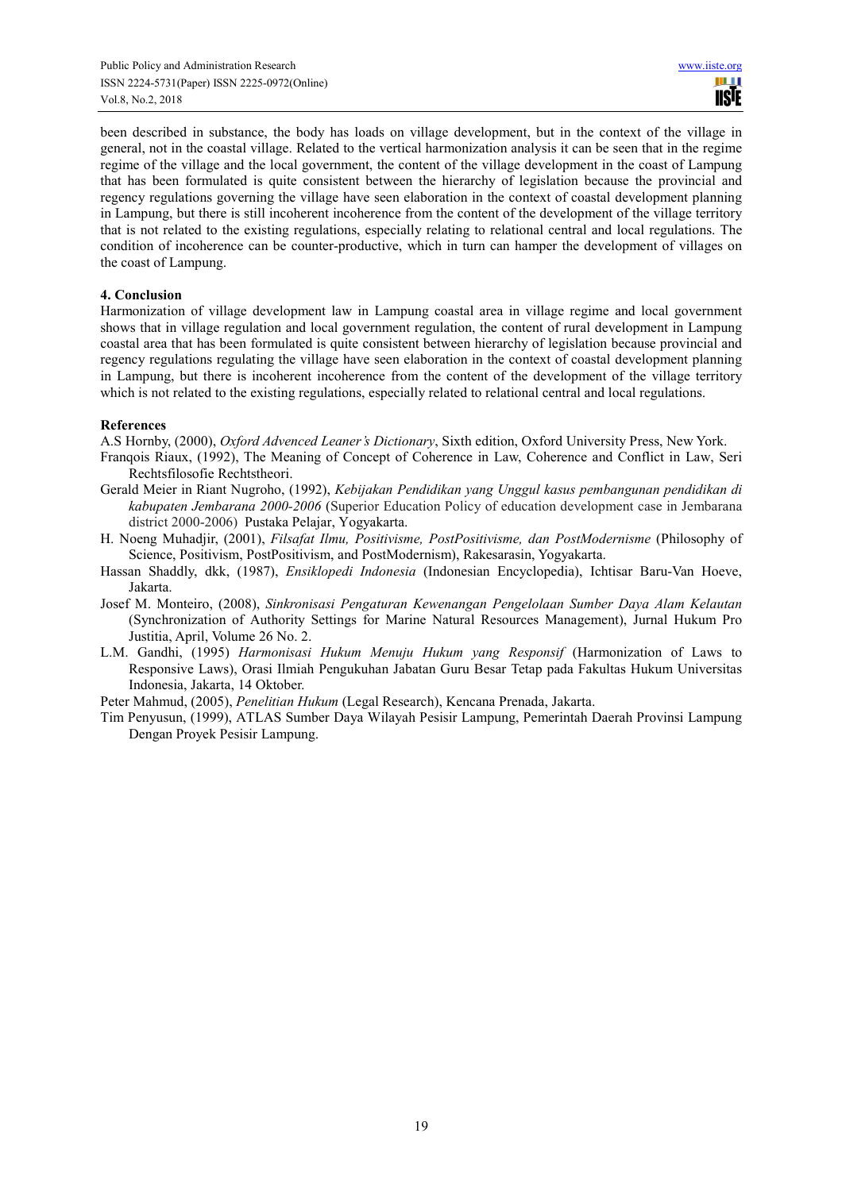been described in substance, the body has loads on village development, but in the context of the village in general, not in the coastal village. Related to the vertical harmonization analysis it can be seen that in the regime regime of the village and the local government, the content of the village development in the coast of Lampung that has been formulated is quite consistent between the hierarchy of legislation because the provincial and regency regulations governing the village have seen elaboration in the context of coastal development planning in Lampung, but there is still incoherent incoherence from the content of the development of the village territory that is not related to the existing regulations, especially relating to relational central and local regulations. The condition of incoherence can be counter-productive, which in turn can hamper the development of villages on the coast of Lampung.

## 4. Conclusion

Harmonization of village development law in Lampung coastal area in village regime and local government shows that in village regulation and local government regulation, the content of rural development in Lampung coastal area that has been formulated is quite consistent between hierarchy of legislation because provincial and regency regulations regulating the village have seen elaboration in the context of coastal development planning in Lampung, but there is incoherent incoherence from the content of the development of the village territory which is not related to the existing regulations, especially related to relational central and local regulations.

## References

A.S Hornby, (2000), *Oxford Advenced Leaner's Dictionary*, Sixth edition, Oxford University Press, New York.

Franqois Riaux, (1992), The Meaning of Concept of Coherence in Law, Coherence and Conflict in Law, Seri Rechtsfilosofie Rechtstheori.

Gerald Meier in Riant Nugroho, (1992), *Kebijakan Pendidikan yang Unggul kasus pembangunan pendidikan di kabupaten Jembarana 2000-2006* (Superior Education Policy of education development case in Jembarana district 2000-2006) Pustaka Pelajar, Yogyakarta.

H. Noeng Muhadjir, (2001), *Filsafat Ilmu, Positivisme, PostPositivisme, dan PostModernisme* (Philosophy of Science, Positivism, PostPositivism, and PostModernism), Rakesarasin, Yogyakarta.

Hassan Shaddly, dkk, (1987), *Ensiklopedi Indonesia* (Indonesian Encyclopedia), Ichtisar Baru-Van Hoeve, Jakarta.

Josef M. Monteiro, (2008), *Sinkronisasi Pengaturan Kewenangan Pengelolaan Sumber Daya Alam Kelautan* (Synchronization of Authority Settings for Marine Natural Resources Management), Jurnal Hukum Pro Justitia, April, Volume 26 No. 2.

L.M. Gandhi, (1995) *Harmonisasi Hukum Menuju Hukum yang Responsif* (Harmonization of Laws to Responsive Laws), Orasi Ilmiah Pengukuhan Jabatan Guru Besar Tetap pada Fakultas Hukum Universitas Indonesia, Jakarta, 14 Oktober.

Peter Mahmud, (2005), *Penelitian Hukum* (Legal Research), Kencana Prenada, Jakarta.

Tim Penyusun, (1999), ATLAS Sumber Daya Wilayah Pesisir Lampung, Pemerintah Daerah Provinsi Lampung Dengan Proyek Pesisir Lampung.